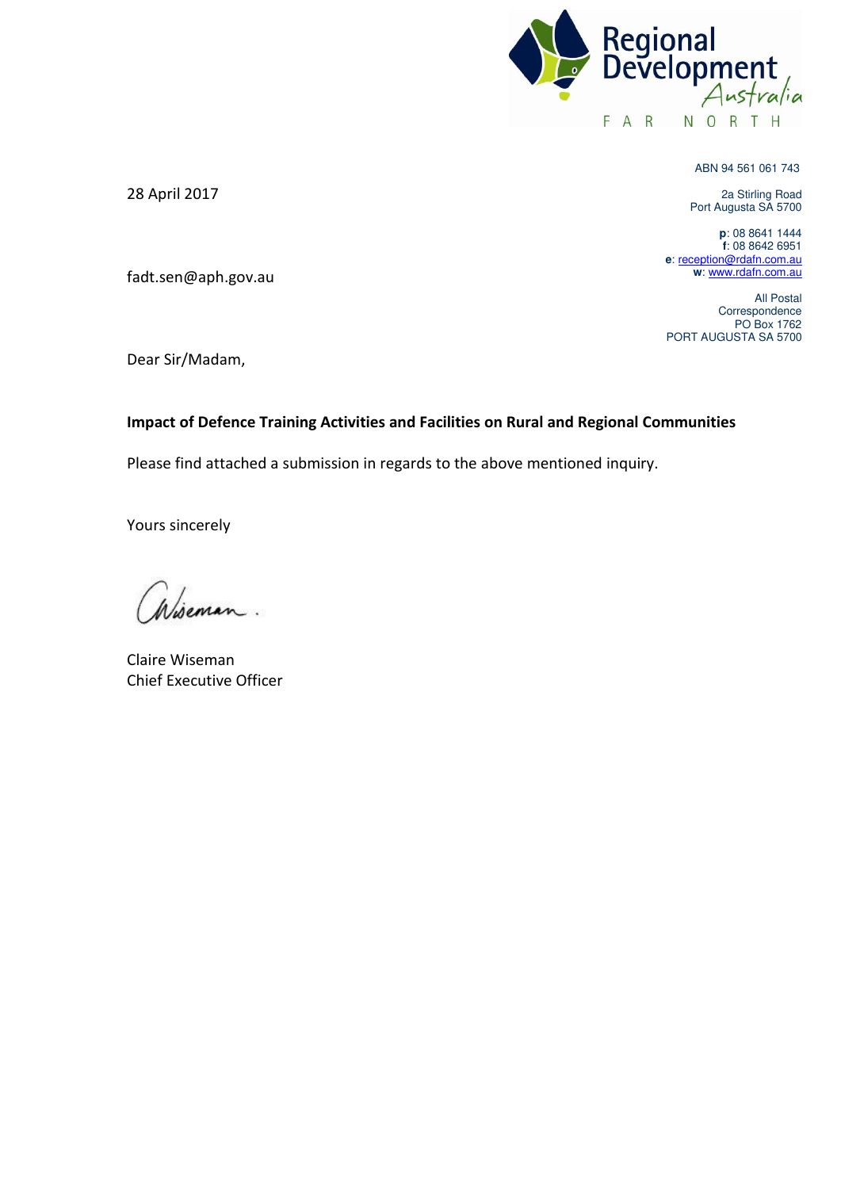Regional Development Australia
FAR NORTH

ABN 94 561 061 743

2a Stirling Road
Port Augusta SA 5700

**p**: 08 8641 1444
**f**: 08 8642 6951
**e**: reception@rdafn.com.au
**w**: www.rdafn.com.au

All Postal
Correspondence
PO Box 1762
PORT AUGUSTA SA 5700

28 April 2017

fadt.sen@aph.gov.au

Dear Sir/Madam,

**Impact of Defence Training Activities and Facilities on Rural and Regional Communities**

Please find attached a submission in regards to the above mentioned inquiry.

Yours sincerely

Claire Wiseman
Chief Executive Officer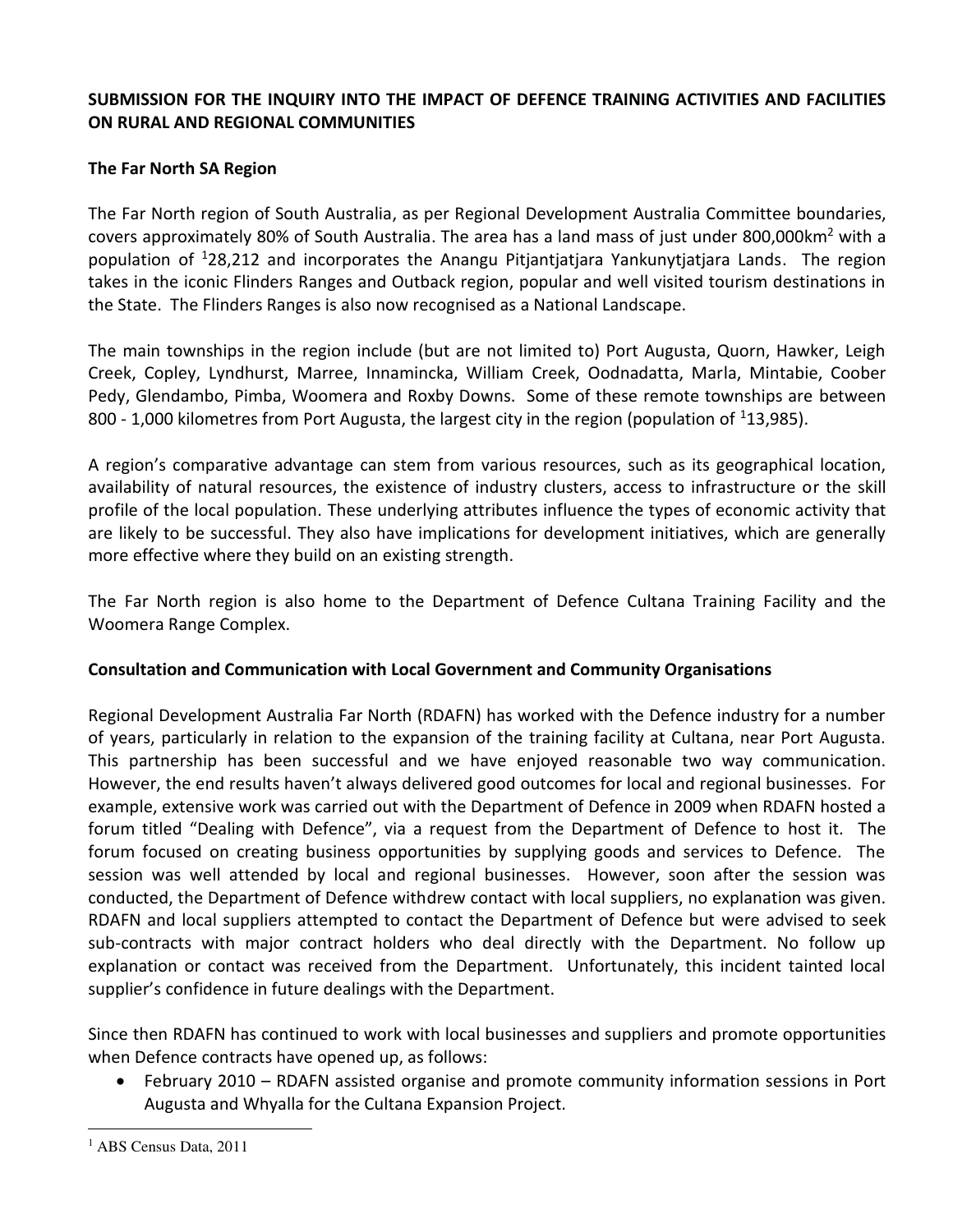**SUBMISSION FOR THE INQUIRY INTO THE IMPACT OF DEFENCE TRAINING ACTIVITIES AND FACILITIES ON RURAL AND REGIONAL COMMUNITIES**

**The Far North SA Region**

The Far North region of South Australia, as per Regional Development Australia Committee boundaries, covers approximately 80% of South Australia. The area has a land mass of just under 800,000km$^2$ with a population of [1]28,212 and incorporates the Anangu Pitjantjatjara Yankunytjatjara Lands. The region takes in the iconic Flinders Ranges and Outback region, popular and well visited tourism destinations in the State. The Flinders Ranges is also now recognised as a National Landscape.

The main townships in the region include (but are not limited to) Port Augusta, Quorn, Hawker, Leigh Creek, Copley, Lyndhurst, Marree, Innamincka, William Creek, Oodnadatta, Marla, Mintabie, Coober Pedy, Glendambo, Pimba, Woomera and Roxby Downs. Some of these remote townships are between 800 - 1,000 kilometres from Port Augusta, the largest city in the region (population of [1]13,985).

A region's comparative advantage can stem from various resources, such as its geographical location, availability of natural resources, the existence of industry clusters, access to infrastructure or the skill profile of the local population. These underlying attributes influence the types of economic activity that are likely to be successful. They also have implications for development initiatives, which are generally more effective where they build on an existing strength.

The Far North region is also home to the Department of Defence Cultana Training Facility and the Woomera Range Complex.

**Consultation and Communication with Local Government and Community Organisations**

Regional Development Australia Far North (RDAFN) has worked with the Defence industry for a number of years, particularly in relation to the expansion of the training facility at Cultana, near Port Augusta. This partnership has been successful and we have enjoyed reasonable two way communication. However, the end results haven't always delivered good outcomes for local and regional businesses. For example, extensive work was carried out with the Department of Defence in 2009 when RDAFN hosted a forum titled "Dealing with Defence", via a request from the Department of Defence to host it. The forum focused on creating business opportunities by supplying goods and services to Defence. The session was well attended by local and regional businesses. However, soon after the session was conducted, the Department of Defence withdrew contact with local suppliers, no explanation was given. RDAFN and local suppliers attempted to contact the Department of Defence but were advised to seek sub-contracts with major contract holders who deal directly with the Department. No follow up explanation or contact was received from the Department. Unfortunately, this incident tainted local supplier's confidence in future dealings with the Department.

Since then RDAFN has continued to work with local businesses and suppliers and promote opportunities when Defence contracts have opened up, as follows:

- February 2010 – RDAFN assisted organise and promote community information sessions in Port Augusta and Whyalla for the Cultana Expansion Project.

[1] ABS Census Data, 2011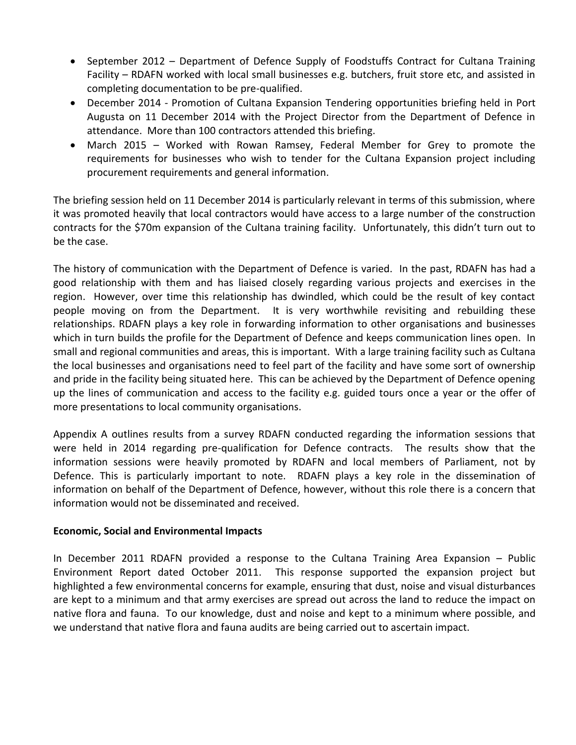- September 2012 – Department of Defence Supply of Foodstuffs Contract for Cultana Training Facility – RDAFN worked with local small businesses e.g. butchers, fruit store etc, and assisted in completing documentation to be pre-qualified.
- December 2014 - Promotion of Cultana Expansion Tendering opportunities briefing held in Port Augusta on 11 December 2014 with the Project Director from the Department of Defence in attendance. More than 100 contractors attended this briefing.
- March 2015 – Worked with Rowan Ramsey, Federal Member for Grey to promote the requirements for businesses who wish to tender for the Cultana Expansion project including procurement requirements and general information.

The briefing session held on 11 December 2014 is particularly relevant in terms of this submission, where it was promoted heavily that local contractors would have access to a large number of the construction contracts for the $70m expansion of the Cultana training facility. Unfortunately, this didn't turn out to be the case.

The history of communication with the Department of Defence is varied. In the past, RDAFN has had a good relationship with them and has liaised closely regarding various projects and exercises in the region. However, over time this relationship has dwindled, which could be the result of key contact people moving on from the Department. It is very worthwhile revisiting and rebuilding these relationships. RDAFN plays a key role in forwarding information to other organisations and businesses which in turn builds the profile for the Department of Defence and keeps communication lines open. In small and regional communities and areas, this is important. With a large training facility such as Cultana the local businesses and organisations need to feel part of the facility and have some sort of ownership and pride in the facility being situated here. This can be achieved by the Department of Defence opening up the lines of communication and access to the facility e.g. guided tours once a year or the offer of more presentations to local community organisations.

Appendix A outlines results from a survey RDAFN conducted regarding the information sessions that were held in 2014 regarding pre-qualification for Defence contracts. The results show that the information sessions were heavily promoted by RDAFN and local members of Parliament, not by Defence. This is particularly important to note. RDAFN plays a key role in the dissemination of information on behalf of the Department of Defence, however, without this role there is a concern that information would not be disseminated and received.

**Economic, Social and Environmental Impacts**

In December 2011 RDAFN provided a response to the Cultana Training Area Expansion – Public Environment Report dated October 2011. This response supported the expansion project but highlighted a few environmental concerns for example, ensuring that dust, noise and visual disturbances are kept to a minimum and that army exercises are spread out across the land to reduce the impact on native flora and fauna. To our knowledge, dust and noise and kept to a minimum where possible, and we understand that native flora and fauna audits are being carried out to ascertain impact.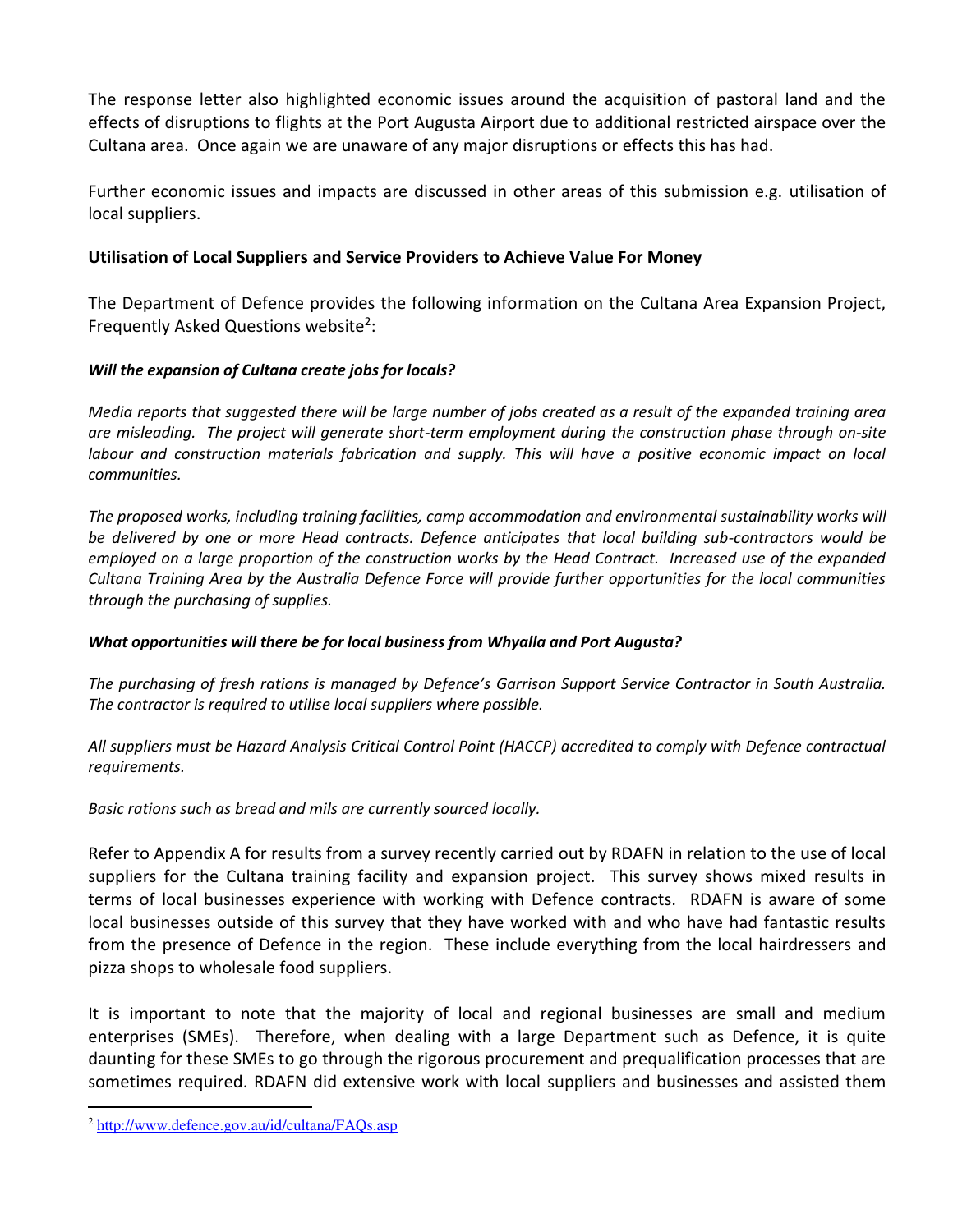The response letter also highlighted economic issues around the acquisition of pastoral land and the effects of disruptions to flights at the Port Augusta Airport due to additional restricted airspace over the Cultana area. Once again we are unaware of any major disruptions or effects this has had.

Further economic issues and impacts are discussed in other areas of this submission e.g. utilisation of local suppliers.

**Utilisation of Local Suppliers and Service Providers to Achieve Value For Money**

The Department of Defence provides the following information on the Cultana Area Expansion Project, Frequently Asked Questions website[2]:

***Will the expansion of Cultana create jobs for locals?***

*Media reports that suggested there will be large number of jobs created as a result of the expanded training area are misleading. The project will generate short-term employment during the construction phase through on-site labour and construction materials fabrication and supply. This will have a positive economic impact on local communities.*

*The proposed works, including training facilities, camp accommodation and environmental sustainability works will be delivered by one or more Head contracts. Defence anticipates that local building sub-contractors would be employed on a large proportion of the construction works by the Head Contract. Increased use of the expanded Cultana Training Area by the Australia Defence Force will provide further opportunities for the local communities through the purchasing of supplies.*

***What opportunities will there be for local business from Whyalla and Port Augusta?***

*The purchasing of fresh rations is managed by Defence's Garrison Support Service Contractor in South Australia. The contractor is required to utilise local suppliers where possible.*

*All suppliers must be Hazard Analysis Critical Control Point (HACCP) accredited to comply with Defence contractual requirements.*

*Basic rations such as bread and mils are currently sourced locally.*

Refer to Appendix A for results from a survey recently carried out by RDAFN in relation to the use of local suppliers for the Cultana training facility and expansion project. This survey shows mixed results in terms of local businesses experience with working with Defence contracts. RDAFN is aware of some local businesses outside of this survey that they have worked with and who have had fantastic results from the presence of Defence in the region. These include everything from the local hairdressers and pizza shops to wholesale food suppliers.

It is important to note that the majority of local and regional businesses are small and medium enterprises (SMEs). Therefore, when dealing with a large Department such as Defence, it is quite daunting for these SMEs to go through the rigorous procurement and prequalification processes that are sometimes required. RDAFN did extensive work with local suppliers and businesses and assisted them

[2] http://www.defence.gov.au/id/cultana/FAQs.asp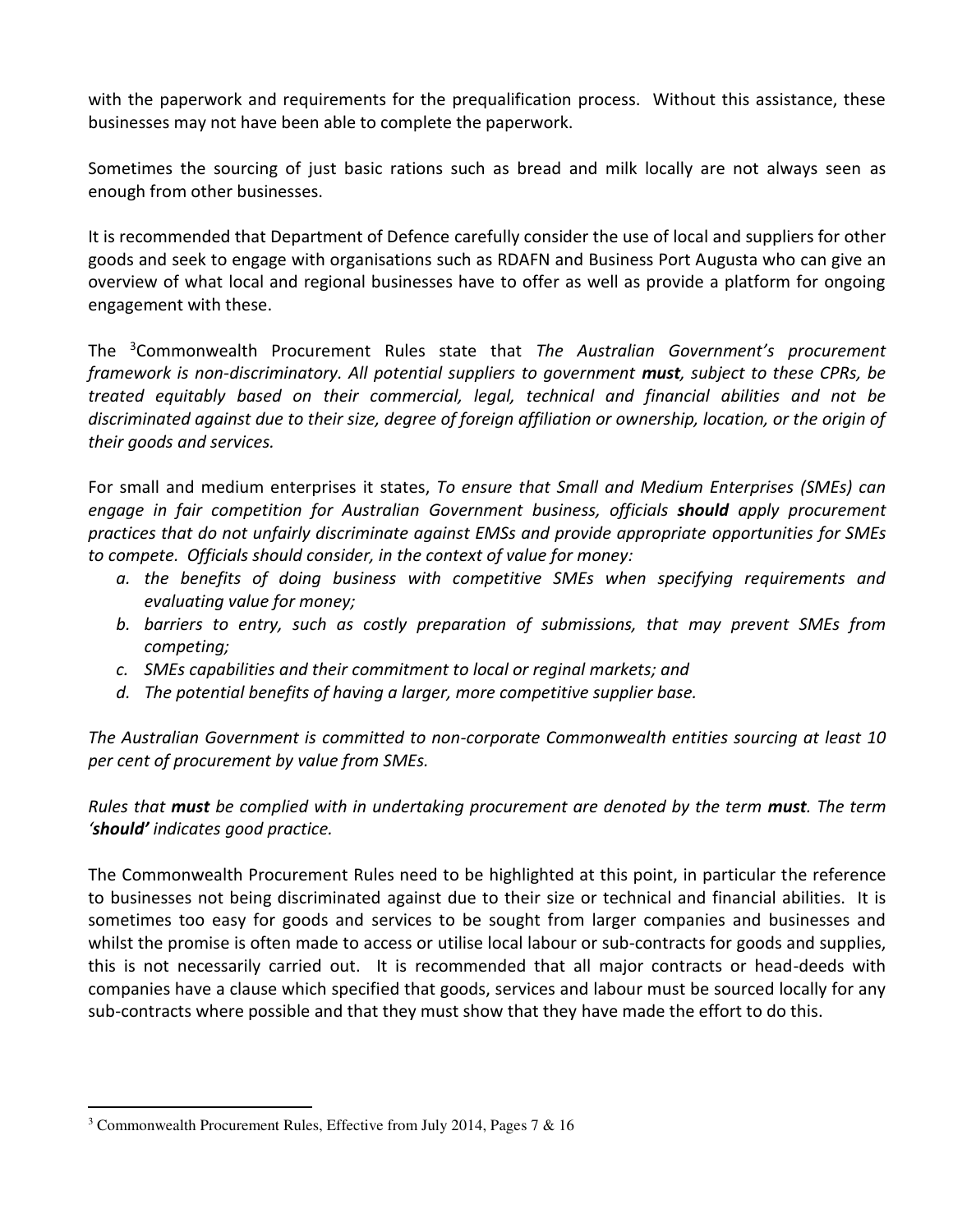with the paperwork and requirements for the prequalification process. Without this assistance, these businesses may not have been able to complete the paperwork.

Sometimes the sourcing of just basic rations such as bread and milk locally are not always seen as enough from other businesses.

It is recommended that Department of Defence carefully consider the use of local and suppliers for other goods and seek to engage with organisations such as RDAFN and Business Port Augusta who can give an overview of what local and regional businesses have to offer as well as provide a platform for ongoing engagement with these.

The [3]Commonwealth Procurement Rules state that *The Australian Government's procurement framework is non-discriminatory. All potential suppliers to government **must**, subject to these CPRs, be treated equitably based on their commercial, legal, technical and financial abilities and not be discriminated against due to their size, degree of foreign affiliation or ownership, location, or the origin of their goods and services.*

For small and medium enterprises it states, *To ensure that Small and Medium Enterprises (SMEs) can engage in fair competition for Australian Government business, officials **should** apply procurement practices that do not unfairly discriminate against EMSs and provide appropriate opportunities for SMEs to compete. Officials should consider, in the context of value for money:*

- *a. the benefits of doing business with competitive SMEs when specifying requirements and evaluating value for money;*
- *b. barriers to entry, such as costly preparation of submissions, that may prevent SMEs from competing;*
- *c. SMEs capabilities and their commitment to local or reginal markets; and*
- *d. The potential benefits of having a larger, more competitive supplier base.*

*The Australian Government is committed to non-corporate Commonwealth entities sourcing at least 10 per cent of procurement by value from SMEs.*

*Rules that **must** be complied with in undertaking procurement are denoted by the term **must**. The term '**should**' indicates good practice.*

The Commonwealth Procurement Rules need to be highlighted at this point, in particular the reference to businesses not being discriminated against due to their size or technical and financial abilities. It is sometimes too easy for goods and services to be sought from larger companies and businesses and whilst the promise is often made to access or utilise local labour or sub-contracts for goods and supplies, this is not necessarily carried out. It is recommended that all major contracts or head-deeds with companies have a clause which specified that goods, services and labour must be sourced locally for any sub-contracts where possible and that they must show that they have made the effort to do this.

[3] Commonwealth Procurement Rules, Effective from July 2014, Pages 7 & 16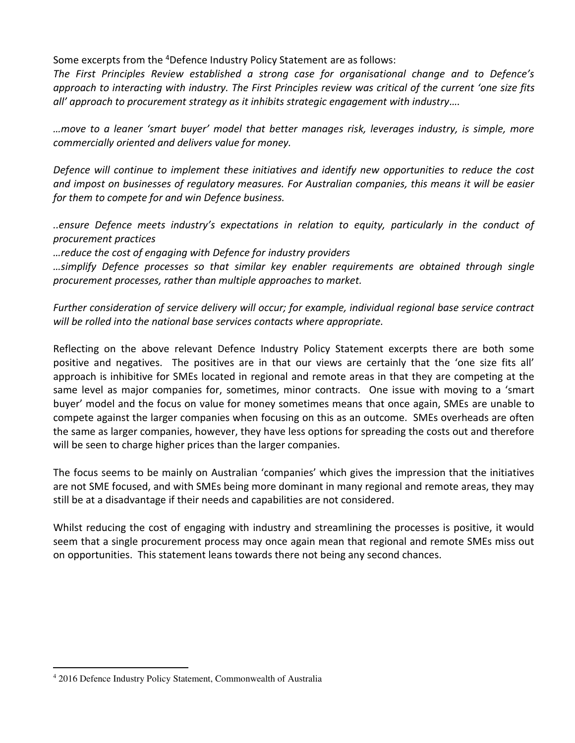Some excerpts from the [4]Defence Industry Policy Statement are as follows:

*The First Principles Review established a strong case for organisational change and to Defence's approach to interacting with industry. The First Principles review was critical of the current 'one size fits all' approach to procurement strategy as it inhibits strategic engagement with industry….*

*…move to a leaner 'smart buyer' model that better manages risk, leverages industry, is simple, more commercially oriented and delivers value for money.*

*Defence will continue to implement these initiatives and identify new opportunities to reduce the cost and impost on businesses of regulatory measures. For Australian companies, this means it will be easier for them to compete for and win Defence business.*

*..ensure Defence meets industry's expectations in relation to equity, particularly in the conduct of procurement practices*

*…reduce the cost of engaging with Defence for industry providers*

*…simplify Defence processes so that similar key enabler requirements are obtained through single procurement processes, rather than multiple approaches to market.*

*Further consideration of service delivery will occur; for example, individual regional base service contract will be rolled into the national base services contacts where appropriate.*

Reflecting on the above relevant Defence Industry Policy Statement excerpts there are both some positive and negatives. The positives are in that our views are certainly that the 'one size fits all' approach is inhibitive for SMEs located in regional and remote areas in that they are competing at the same level as major companies for, sometimes, minor contracts. One issue with moving to a 'smart buyer' model and the focus on value for money sometimes means that once again, SMEs are unable to compete against the larger companies when focusing on this as an outcome. SMEs overheads are often the same as larger companies, however, they have less options for spreading the costs out and therefore will be seen to charge higher prices than the larger companies.

The focus seems to be mainly on Australian 'companies' which gives the impression that the initiatives are not SME focused, and with SMEs being more dominant in many regional and remote areas, they may still be at a disadvantage if their needs and capabilities are not considered.

Whilst reducing the cost of engaging with industry and streamlining the processes is positive, it would seem that a single procurement process may once again mean that regional and remote SMEs miss out on opportunities. This statement leans towards there not being any second chances.

[4] 2016 Defence Industry Policy Statement, Commonwealth of Australia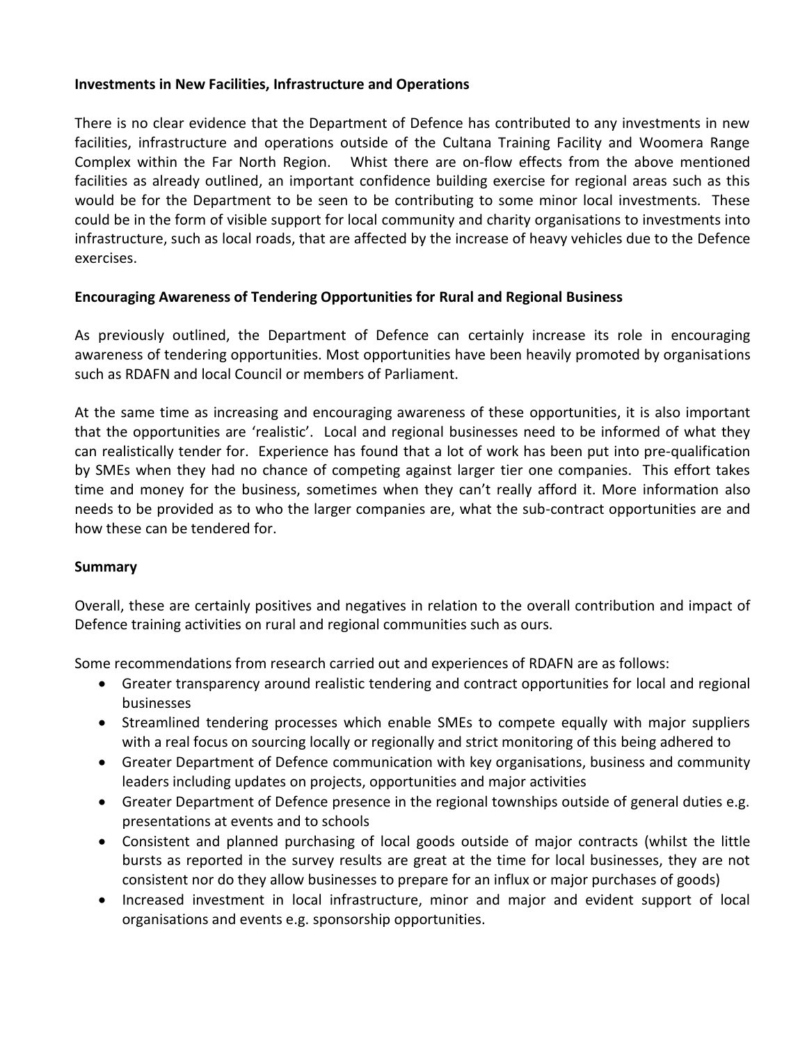**Investments in New Facilities, Infrastructure and Operations**

There is no clear evidence that the Department of Defence has contributed to any investments in new facilities, infrastructure and operations outside of the Cultana Training Facility and Woomera Range Complex within the Far North Region. Whist there are on-flow effects from the above mentioned facilities as already outlined, an important confidence building exercise for regional areas such as this would be for the Department to be seen to be contributing to some minor local investments. These could be in the form of visible support for local community and charity organisations to investments into infrastructure, such as local roads, that are affected by the increase of heavy vehicles due to the Defence exercises.

**Encouraging Awareness of Tendering Opportunities for Rural and Regional Business**

As previously outlined, the Department of Defence can certainly increase its role in encouraging awareness of tendering opportunities. Most opportunities have been heavily promoted by organisations such as RDAFN and local Council or members of Parliament.

At the same time as increasing and encouraging awareness of these opportunities, it is also important that the opportunities are 'realistic'. Local and regional businesses need to be informed of what they can realistically tender for. Experience has found that a lot of work has been put into pre-qualification by SMEs when they had no chance of competing against larger tier one companies. This effort takes time and money for the business, sometimes when they can't really afford it. More information also needs to be provided as to who the larger companies are, what the sub-contract opportunities are and how these can be tendered for.

**Summary**

Overall, these are certainly positives and negatives in relation to the overall contribution and impact of Defence training activities on rural and regional communities such as ours.

Some recommendations from research carried out and experiences of RDAFN are as follows:

- Greater transparency around realistic tendering and contract opportunities for local and regional businesses
- Streamlined tendering processes which enable SMEs to compete equally with major suppliers with a real focus on sourcing locally or regionally and strict monitoring of this being adhered to
- Greater Department of Defence communication with key organisations, business and community leaders including updates on projects, opportunities and major activities
- Greater Department of Defence presence in the regional townships outside of general duties e.g. presentations at events and to schools
- Consistent and planned purchasing of local goods outside of major contracts (whilst the little bursts as reported in the survey results are great at the time for local businesses, they are not consistent nor do they allow businesses to prepare for an influx or major purchases of goods)
- Increased investment in local infrastructure, minor and major and evident support of local organisations and events e.g. sponsorship opportunities.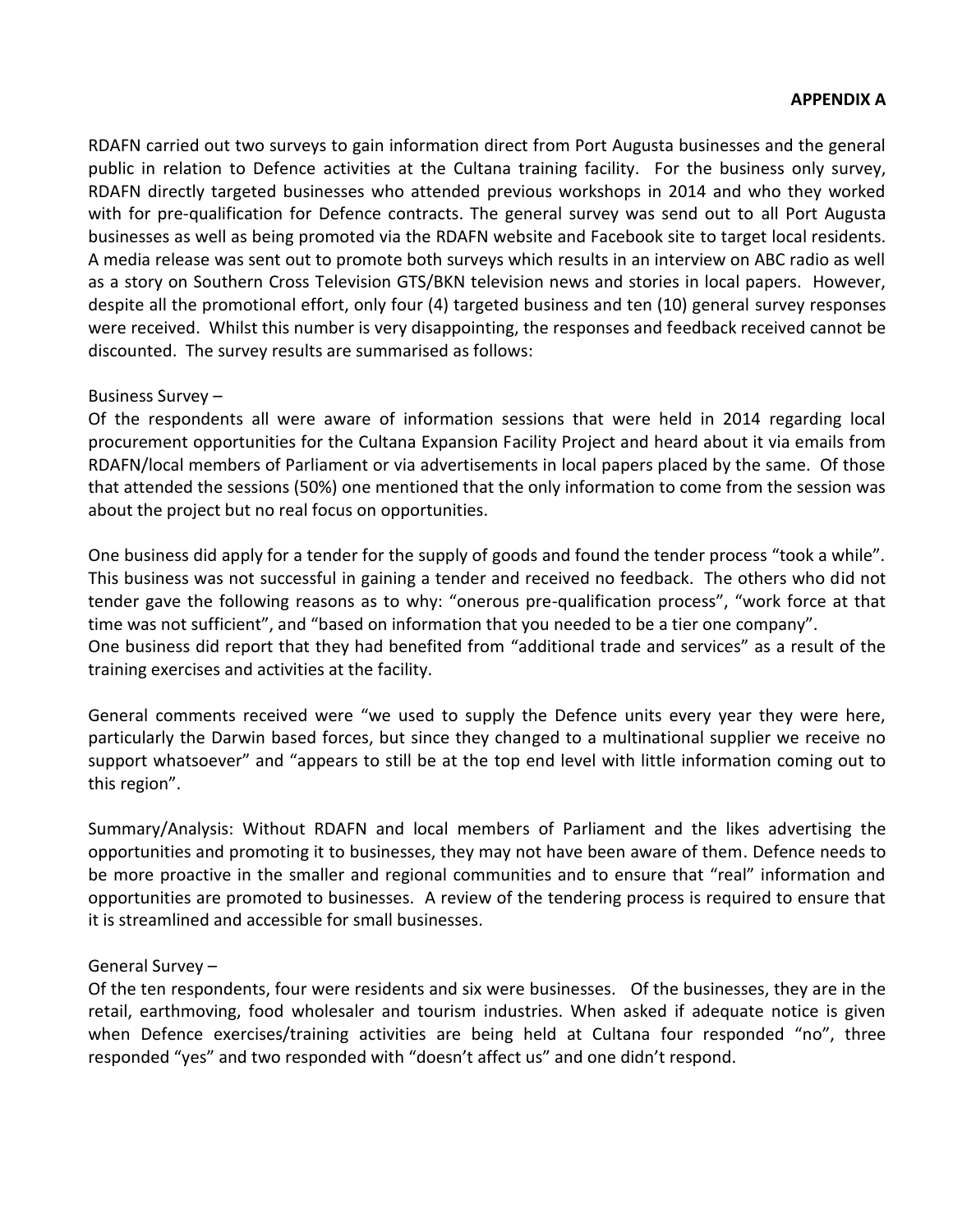**APPENDIX A**

RDAFN carried out two surveys to gain information direct from Port Augusta businesses and the general public in relation to Defence activities at the Cultana training facility. For the business only survey, RDAFN directly targeted businesses who attended previous workshops in 2014 and who they worked with for pre-qualification for Defence contracts. The general survey was send out to all Port Augusta businesses as well as being promoted via the RDAFN website and Facebook site to target local residents. A media release was sent out to promote both surveys which results in an interview on ABC radio as well as a story on Southern Cross Television GTS/BKN television news and stories in local papers. However, despite all the promotional effort, only four (4) targeted business and ten (10) general survey responses were received. Whilst this number is very disappointing, the responses and feedback received cannot be discounted. The survey results are summarised as follows:

Business Survey –
Of the respondents all were aware of information sessions that were held in 2014 regarding local procurement opportunities for the Cultana Expansion Facility Project and heard about it via emails from RDAFN/local members of Parliament or via advertisements in local papers placed by the same. Of those that attended the sessions (50%) one mentioned that the only information to come from the session was about the project but no real focus on opportunities.

One business did apply for a tender for the supply of goods and found the tender process "took a while". This business was not successful in gaining a tender and received no feedback. The others who did not tender gave the following reasons as to why: "onerous pre-qualification process", "work force at that time was not sufficient", and "based on information that you needed to be a tier one company".
One business did report that they had benefited from "additional trade and services" as a result of the training exercises and activities at the facility.

General comments received were "we used to supply the Defence units every year they were here, particularly the Darwin based forces, but since they changed to a multinational supplier we receive no support whatsoever" and "appears to still be at the top end level with little information coming out to this region".

Summary/Analysis: Without RDAFN and local members of Parliament and the likes advertising the opportunities and promoting it to businesses, they may not have been aware of them. Defence needs to be more proactive in the smaller and regional communities and to ensure that "real" information and opportunities are promoted to businesses. A review of the tendering process is required to ensure that it is streamlined and accessible for small businesses.

General Survey –
Of the ten respondents, four were residents and six were businesses. Of the businesses, they are in the retail, earthmoving, food wholesaler and tourism industries. When asked if adequate notice is given when Defence exercises/training activities are being held at Cultana four responded "no", three responded "yes" and two responded with "doesn't affect us" and one didn't respond.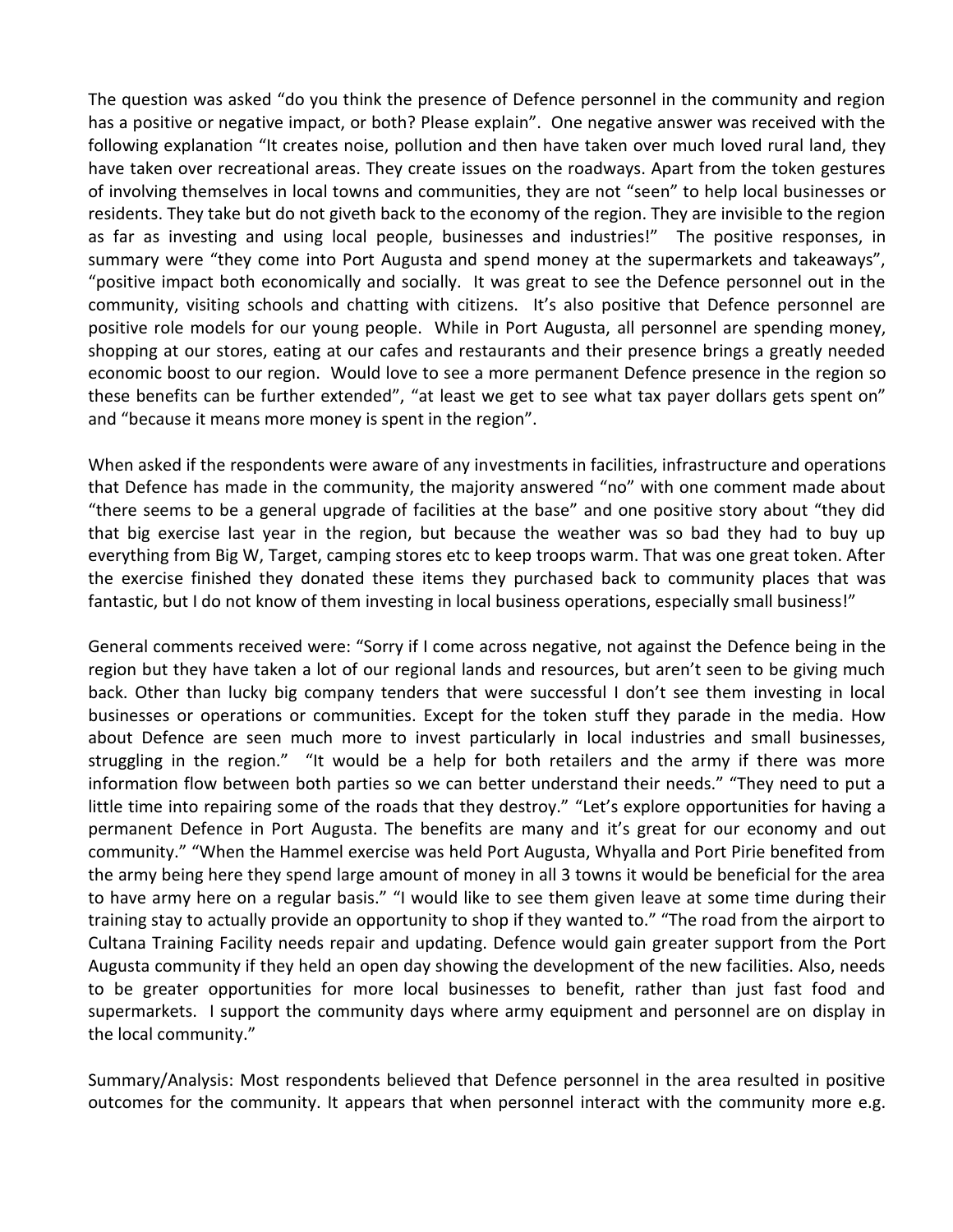The question was asked "do you think the presence of Defence personnel in the community and region has a positive or negative impact, or both? Please explain". One negative answer was received with the following explanation "It creates noise, pollution and then have taken over much loved rural land, they have taken over recreational areas. They create issues on the roadways. Apart from the token gestures of involving themselves in local towns and communities, they are not "seen" to help local businesses or residents. They take but do not giveth back to the economy of the region. They are invisible to the region as far as investing and using local people, businesses and industries!" The positive responses, in summary were "they come into Port Augusta and spend money at the supermarkets and takeaways", "positive impact both economically and socially. It was great to see the Defence personnel out in the community, visiting schools and chatting with citizens. It's also positive that Defence personnel are positive role models for our young people. While in Port Augusta, all personnel are spending money, shopping at our stores, eating at our cafes and restaurants and their presence brings a greatly needed economic boost to our region. Would love to see a more permanent Defence presence in the region so these benefits can be further extended", "at least we get to see what tax payer dollars gets spent on" and "because it means more money is spent in the region".

When asked if the respondents were aware of any investments in facilities, infrastructure and operations that Defence has made in the community, the majority answered "no" with one comment made about "there seems to be a general upgrade of facilities at the base" and one positive story about "they did that big exercise last year in the region, but because the weather was so bad they had to buy up everything from Big W, Target, camping stores etc to keep troops warm. That was one great token. After the exercise finished they donated these items they purchased back to community places that was fantastic, but I do not know of them investing in local business operations, especially small business!"

General comments received were: "Sorry if I come across negative, not against the Defence being in the region but they have taken a lot of our regional lands and resources, but aren't seen to be giving much back. Other than lucky big company tenders that were successful I don't see them investing in local businesses or operations or communities. Except for the token stuff they parade in the media. How about Defence are seen much more to invest particularly in local industries and small businesses, struggling in the region." "It would be a help for both retailers and the army if there was more information flow between both parties so we can better understand their needs." "They need to put a little time into repairing some of the roads that they destroy." "Let's explore opportunities for having a permanent Defence in Port Augusta. The benefits are many and it's great for our economy and out community." "When the Hammel exercise was held Port Augusta, Whyalla and Port Pirie benefited from the army being here they spend large amount of money in all 3 towns it would be beneficial for the area to have army here on a regular basis." "I would like to see them given leave at some time during their training stay to actually provide an opportunity to shop if they wanted to." "The road from the airport to Cultana Training Facility needs repair and updating. Defence would gain greater support from the Port Augusta community if they held an open day showing the development of the new facilities. Also, needs to be greater opportunities for more local businesses to benefit, rather than just fast food and supermarkets. I support the community days where army equipment and personnel are on display in the local community."

Summary/Analysis: Most respondents believed that Defence personnel in the area resulted in positive outcomes for the community. It appears that when personnel interact with the community more e.g.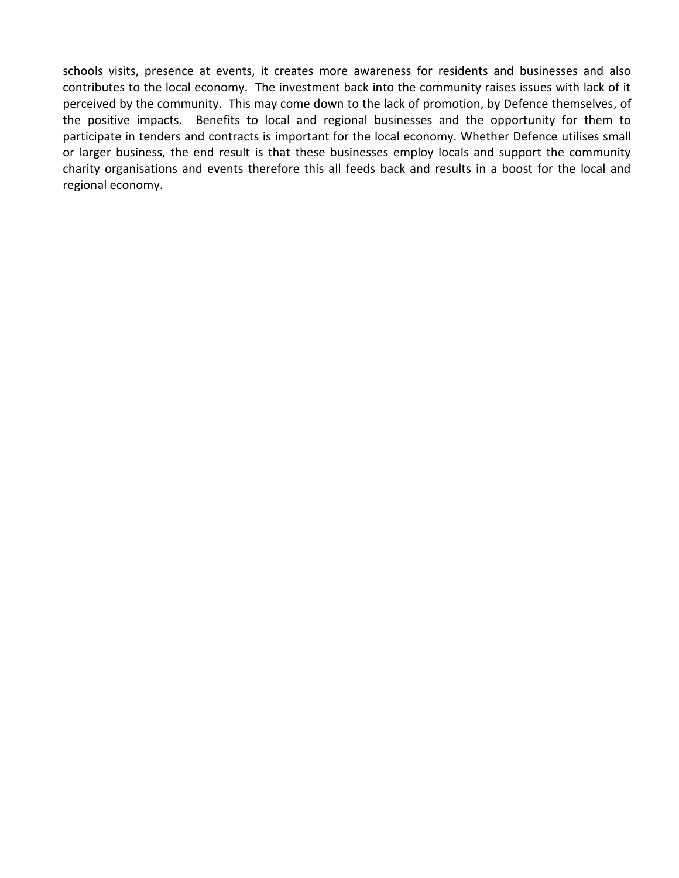schools visits, presence at events, it creates more awareness for residents and businesses and also contributes to the local economy. The investment back into the community raises issues with lack of it perceived by the community. This may come down to the lack of promotion, by Defence themselves, of the positive impacts. Benefits to local and regional businesses and the opportunity for them to participate in tenders and contracts is important for the local economy. Whether Defence utilises small or larger business, the end result is that these businesses employ locals and support the community charity organisations and events therefore this all feeds back and results in a boost for the local and regional economy.